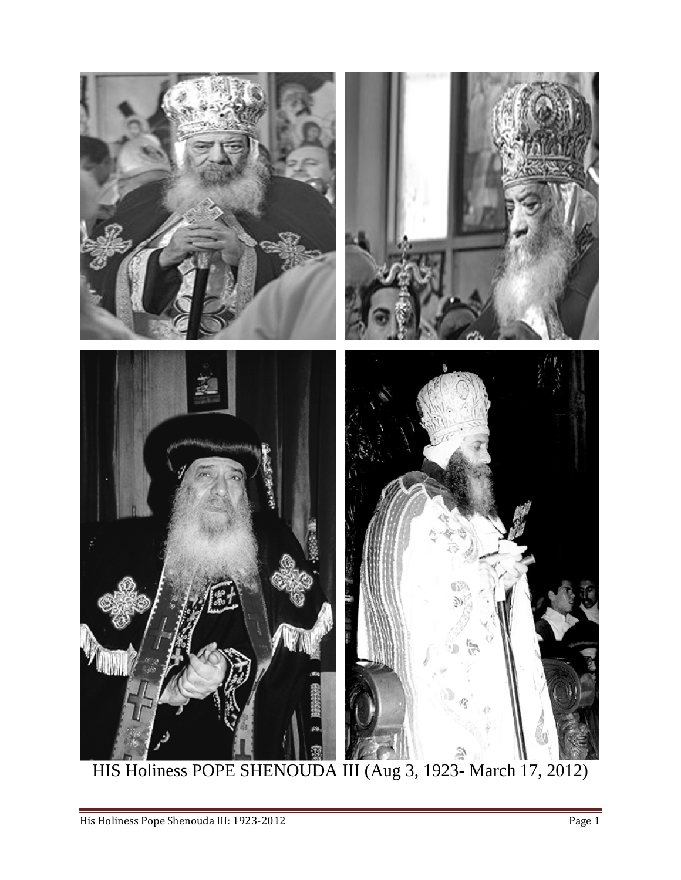HIS Holiness POPE SHENOUDA III (Aug 3, 1923- March 17, 2012)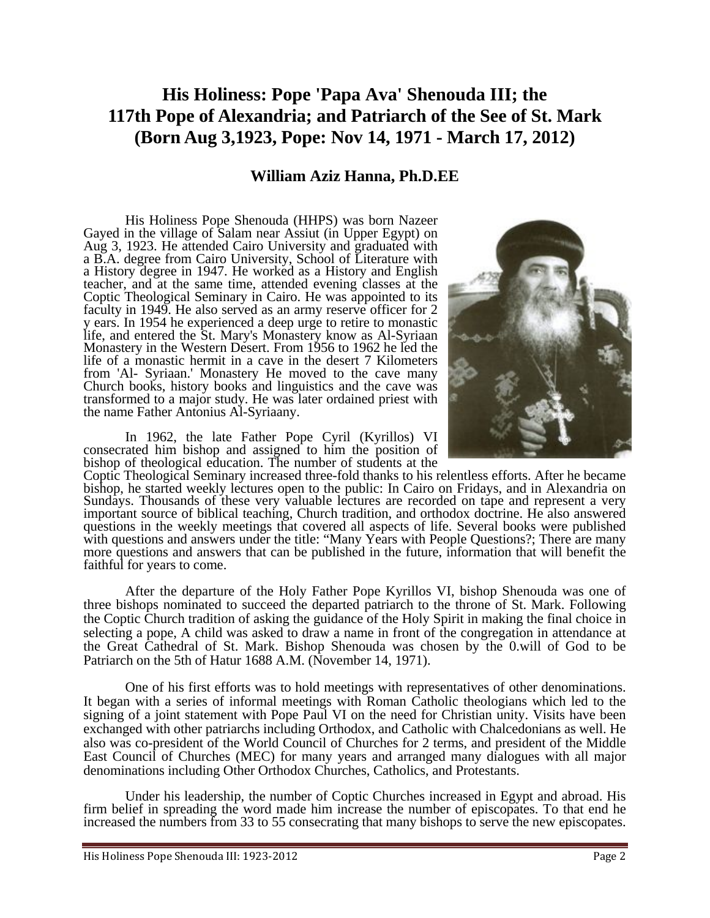# His Holiness: Pope 'Papa Ava' Shenouda III; the 117th Pope of Alexandria; and Patriarch of the See of St. Mark (Born Aug 3,1923, Pope: Nov 14, 1971 - March 17, 2012)

### William Aziz Hanna, Ph.D.EE

His Holiness Pope Shenouda (HHPS) was born Nazeer Gayed in the village of Salam near Assiut (in Upper Egypt) on Aug 3, 1923. He attended Cairo University and graduated with a B.A. degree from Cairo University, School of Literature with a History degree in 1947. He worked as a History and English teacher, and at the same time, attended evening classes at the Coptic Theological Seminary in Cairo. He was appointed to its faculty in 1949. He also served as an army reserve officer for 2 y ears. In 1954 he experienced a deep urge to retire to monastic life, and entered the St. Mary's Monastery know as Al-Syriaan Monastery in the Western Desert. From 1956 to 1962 he led the life of a monastic hermit in a cave in the desert 7 Kilometers from 'Al- Syriaan.' Monastery He moved to the cave many Church books, history books and linguistics and the cave was transformed to a major study. He was later ordained priest with the name Father Antonius Al-Syriaany.

In 1962, the late Father Pope Cyril (Kyrillos) VI consecrated him bishop and assigned to him the position of bishop of theological education. The number of students at the Coptic Theological Seminary increased three-fold thanks to his relentless efforts. After he became bishop, he started weekly lectures open to the public: In Cairo on Fridays, and in Alexandria on Sundays. Thousands of these very valuable lectures are recorded on tape and represent a very important source of biblical teaching, Church tradition, and orthodox doctrine. He also answered questions in the weekly meetings that covered all aspects of life. Several books were published with questions and answers under the title: “Many Years with People Questions?; There are many more questions and answers that can be published in the future, information that will benefit the faithful for years to come.

After the departure of the Holy Father Pope Kyrillos VI, bishop Shenouda was one of three bishops nominated to succeed the departed patriarch to the throne of St. Mark. Following the Coptic Church tradition of asking the guidance of the Holy Spirit in making the final choice in selecting a pope, A child was asked to draw a name in front of the congregation in attendance at the Great Cathedral of St. Mark. Bishop Shenouda was chosen by the 0.will of God to be Patriarch on the 5th of Hatur 1688 A.M. (November 14, 1971).

One of his first efforts was to hold meetings with representatives of other denominations. It began with a series of informal meetings with Roman Catholic theologians which led to the signing of a joint statement with Pope Paul VI on the need for Christian unity. Visits have been exchanged with other patriarchs including Orthodox, and Catholic with Chalcedonians as well. He also was co-president of the World Council of Churches for 2 terms, and president of the Middle East Council of Churches (MEC) for many years and arranged many dialogues with all major denominations including Other Orthodox Churches, Catholics, and Protestants.

Under his leadership, the number of Coptic Churches increased in Egypt and abroad. His firm belief in spreading the word made him increase the number of episcopates. To that end he increased the numbers from 33 to 55 consecrating that many bishops to serve the new episcopates.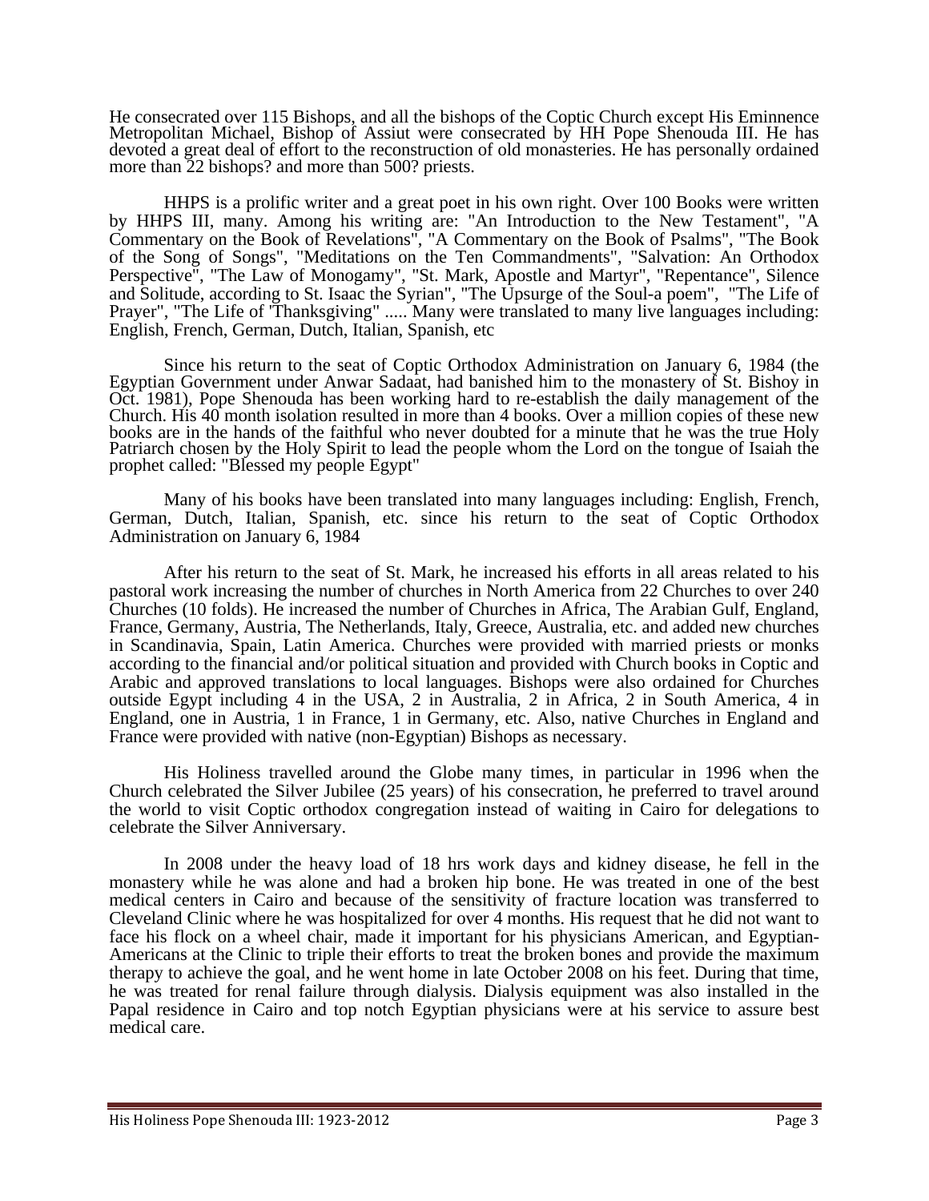He consecrated over 115 Bishops, and all the bishops of the Coptic Church except His Eminnence Metropolitan Michael, Bishop of Assiut were consecrated by HH Pope Shenouda III. He has devoted a great deal of effort to the reconstruction of old monasteries. He has personally ordained more than 22 bishops? and more than 500? priests.

HHPS is a prolific writer and a great poet in his own right. Over 100 Books were written by HHPS III, many. Among his writing are: "An Introduction to the New Testament", "A Commentary on the Book of Revelations", "A Commentary on the Book of Psalms", "The Book of the Song of Songs", "Meditations on the Ten Commandments", "Salvation: An Orthodox Perspective", "The Law of Monogamy", "St. Mark, Apostle and Martyr", "Repentance", Silence and Solitude, according to St. Isaac the Syrian", "The Upsurge of the Soul-a poem", "The Life of Prayer", "The Life of 'Thanksgiving" ..... Many were translated to many live languages including: English, French, German, Dutch, Italian, Spanish, etc

Since his return to the seat of Coptic Orthodox Administration on January 6, 1984 (the Egyptian Government under Anwar Sadaat, had banished him to the monastery of St. Bishoy in Oct. 1981), Pope Shenouda has been working hard to re-establish the daily management of the Church. His 40 month isolation resulted in more than 4 books. Over a million copies of these new books are in the hands of the faithful who never doubted for a minute that he was the true Holy Patriarch chosen by the Holy Spirit to lead the people whom the Lord on the tongue of Isaiah the prophet called: "Blessed my people Egypt"

Many of his books have been translated into many languages including: English, French, German, Dutch, Italian, Spanish, etc. since his return to the seat of Coptic Orthodox Administration on January 6, 1984

After his return to the seat of St. Mark, he increased his efforts in all areas related to his pastoral work increasing the number of churches in North America from 22 Churches to over 240 Churches (10 folds). He increased the number of Churches in Africa, The Arabian Gulf, England, France, Germany, Austria, The Netherlands, Italy, Greece, Australia, etc. and added new churches in Scandinavia, Spain, Latin America. Churches were provided with married priests or monks according to the financial and/or political situation and provided with Church books in Coptic and Arabic and approved translations to local languages. Bishops were also ordained for Churches outside Egypt including 4 in the USA, 2 in Australia, 2 in Africa, 2 in South America, 4 in England, one in Austria, 1 in France, 1 in Germany, etc. Also, native Churches in England and France were provided with native (non-Egyptian) Bishops as necessary.

His Holiness travelled around the Globe many times, in particular in 1996 when the Church celebrated the Silver Jubilee (25 years) of his consecration, he preferred to travel around the world to visit Coptic orthodox congregation instead of waiting in Cairo for delegations to celebrate the Silver Anniversary.

In 2008 under the heavy load of 18 hrs work days and kidney disease, he fell in the monastery while he was alone and had a broken hip bone. He was treated in one of the best medical centers in Cairo and because of the sensitivity of fracture location was transferred to Cleveland Clinic where he was hospitalized for over 4 months. His request that he did not want to face his flock on a wheel chair, made it important for his physicians American, and Egyptian-Americans at the Clinic to triple their efforts to treat the broken bones and provide the maximum therapy to achieve the goal, and he went home in late October 2008 on his feet. During that time, he was treated for renal failure through dialysis. Dialysis equipment was also installed in the Papal residence in Cairo and top notch Egyptian physicians were at his service to assure best medical care.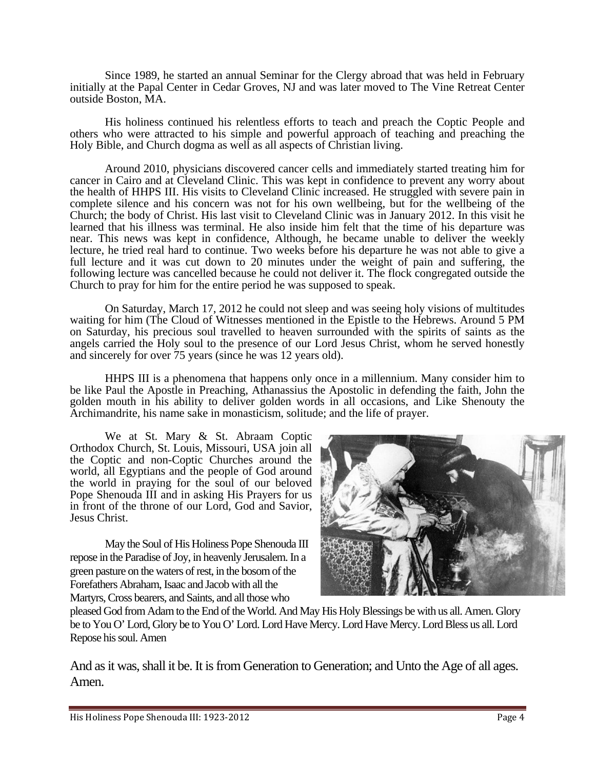Since 1989, he started an annual Seminar for the Clergy abroad that was held in February initially at the Papal Center in Cedar Groves, NJ and was later moved to The Vine Retreat Center outside Boston, MA.

His holiness continued his relentless efforts to teach and preach the Coptic People and others who were attracted to his simple and powerful approach of teaching and preaching the Holy Bible, and Church dogma as well as all aspects of Christian living.

Around 2010, physicians discovered cancer cells and immediately started treating him for cancer in Cairo and at Cleveland Clinic. This was kept in confidence to prevent any worry about the health of HHPS III. His visits to Cleveland Clinic increased. He struggled with severe pain in complete silence and his concern was not for his own wellbeing, but for the wellbeing of the Church; the body of Christ. His last visit to Cleveland Clinic was in January 2012. In this visit he learned that his illness was terminal. He also inside him felt that the time of his departure was near. This news was kept in confidence, Although, he became unable to deliver the weekly lecture, he tried real hard to continue. Two weeks before his departure he was not able to give a full lecture and it was cut down to 20 minutes under the weight of pain and suffering, the following lecture was cancelled because he could not deliver it. The flock congregated outside the Church to pray for him for the entire period he was supposed to speak.

On Saturday, March 17, 2012 he could not sleep and was seeing holy visions of multitudes waiting for him (The Cloud of Witnesses mentioned in the Epistle to the Hebrews. Around 5 PM on Saturday, his precious soul travelled to heaven surrounded with the spirits of saints as the angels carried the Holy soul to the presence of our Lord Jesus Christ, whom he served honestly and sincerely for over 75 years (since he was 12 years old).

HHPS III is a phenomena that happens only once in a millennium. Many consider him to be like Paul the Apostle in Preaching, Athanassius the Apostolic in defending the faith, John the golden mouth in his ability to deliver golden words in all occasions, and Like Shenouty the Archimandrite, his name sake in monasticism, solitude; and the life of prayer.

We at St. Mary & St. Abraam Coptic Orthodox Church, St. Louis, Missouri, USA join all the Coptic and non-Coptic Churches around the world, all Egyptians and the people of God around the world in praying for the soul of our beloved Pope Shenouda III and in asking His Prayers for us in front of the throne of our Lord, God and Savior, Jesus Christ.

May the Soul of His Holiness Pope Shenouda III repose in the Paradise of Joy, in heavenly Jerusalem. In a green pasture on the waters of rest, in the bosom of the Forefathers Abraham, Isaac and Jacob with all the Martyrs, Cross bearers, and Saints, and all those who pleased God from Adam to the End of the World. And May His Holy Blessings be with us all. Amen. Glory be to You O' Lord, Glory be to You O' Lord. Lord Have Mercy. Lord Have Mercy. Lord Bless us all. Lord Repose his soul. Amen

And as it was, shall it be. It is from Generation to Generation; and Unto the Age of all ages. Amen.